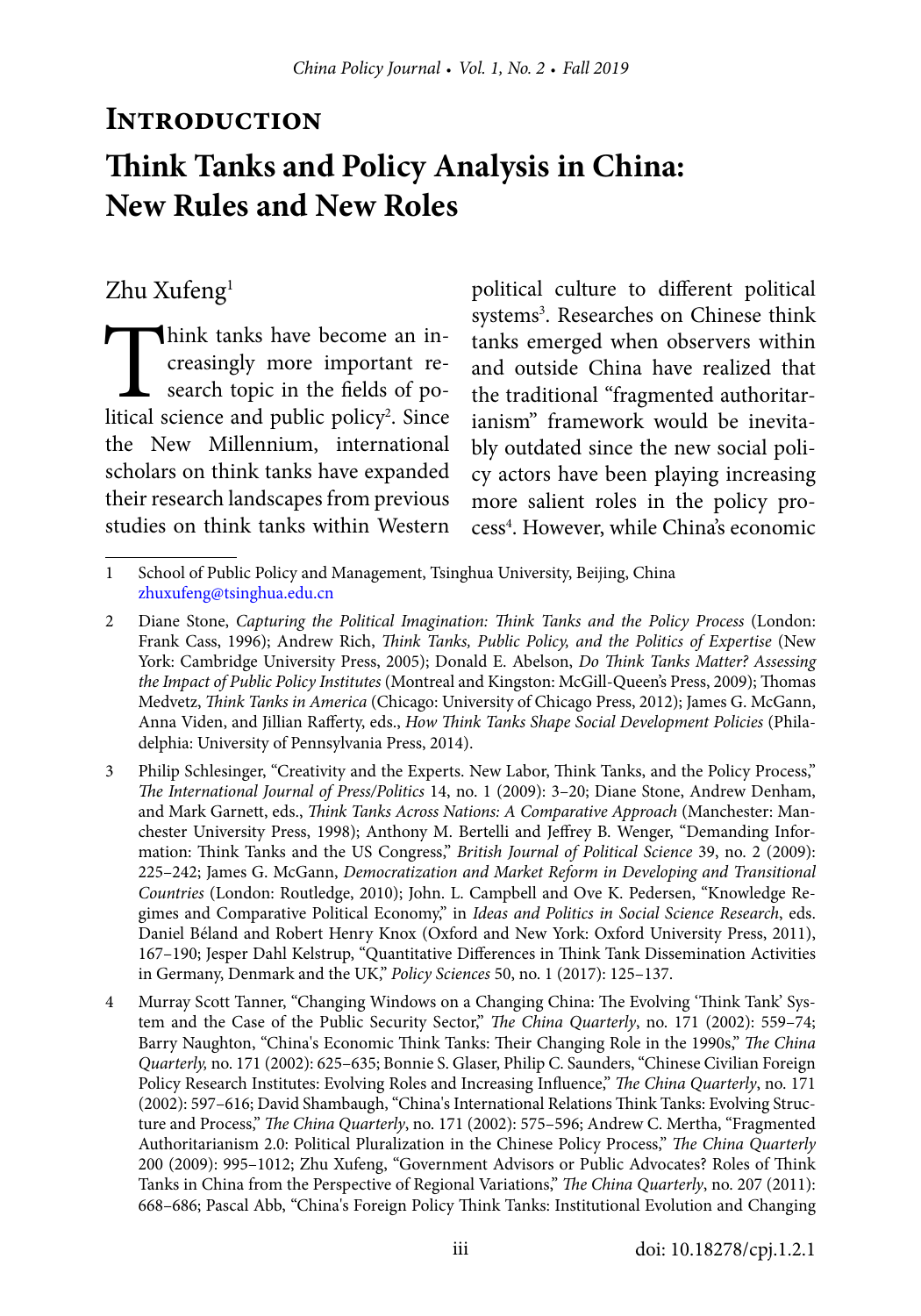# Introduction

# Think Tanks and Policy Analysis in China: New Rules and New Roles

Zhu Xufeng[1]

Think tanks have become an increasingly more important research topic in the fields of political science and public policy[2]. Since the New Millennium, international scholars on think tanks have expanded their research landscapes from previous studies on think tanks within Western political culture to different political systems[3]. Researches on Chinese think tanks emerged when observers within and outside China have realized that the traditional "fragmented authoritarianism" framework would be inevitably outdated since the new social policy actors have been playing increasing more salient roles in the policy process[4]. However, while China's economic

---

1 School of Public Policy and Management, Tsinghua University, Beijing, China zhuxufeng@tsinghua.edu.cn

2 Diane Stone, *Capturing the Political Imagination: Think Tanks and the Policy Process* (London: Frank Cass, 1996); Andrew Rich, *Think Tanks, Public Policy, and the Politics of Expertise* (New York: Cambridge University Press, 2005); Donald E. Abelson, *Do Think Tanks Matter? Assessing the Impact of Public Policy Institutes* (Montreal and Kingston: McGill-Queen's Press, 2009); Thomas Medvetz, *Think Tanks in America* (Chicago: University of Chicago Press, 2012); James G. McGann, Anna Viden, and Jillian Rafferty, eds., *How Think Tanks Shape Social Development Policies* (Philadelphia: University of Pennsylvania Press, 2014).

3 Philip Schlesinger, "Creativity and the Experts. New Labor, Think Tanks, and the Policy Process," *The International Journal of Press/Politics* 14, no. 1 (2009): 3–20; Diane Stone, Andrew Denham, and Mark Garnett, eds., *Think Tanks Across Nations: A Comparative Approach* (Manchester: Manchester University Press, 1998); Anthony M. Bertelli and Jeffrey B. Wenger, "Demanding Information: Think Tanks and the US Congress," *British Journal of Political Science* 39, no. 2 (2009): 225–242; James G. McGann, *Democratization and Market Reform in Developing and Transitional Countries* (London: Routledge, 2010); John. L. Campbell and Ove K. Pedersen, "Knowledge Regimes and Comparative Political Economy," in *Ideas and Politics in Social Science Research*, eds. Daniel Béland and Robert Henry Knox (Oxford and New York: Oxford University Press, 2011), 167–190; Jesper Dahl Kelstrup, "Quantitative Differences in Think Tank Dissemination Activities in Germany, Denmark and the UK," *Policy Sciences* 50, no. 1 (2017): 125–137.

4 Murray Scott Tanner, "Changing Windows on a Changing China: The Evolving 'Think Tank' System and the Case of the Public Security Sector," *The China Quarterly*, no. 171 (2002): 559–74; Barry Naughton, "China's Economic Think Tanks: Their Changing Role in the 1990s," *The China Quarterly,* no. 171 (2002): 625–635; Bonnie S. Glaser, Philip C. Saunders, "Chinese Civilian Foreign Policy Research Institutes: Evolving Roles and Increasing Influence," *The China Quarterly*, no. 171 (2002): 597–616; David Shambaugh, "China's International Relations Think Tanks: Evolving Structure and Process," *The China Quarterly*, no. 171 (2002): 575–596; Andrew C. Mertha, "Fragmented Authoritarianism 2.0: Political Pluralization in the Chinese Policy Process," *The China Quarterly* 200 (2009): 995–1012; Zhu Xufeng, "Government Advisors or Public Advocates? Roles of Think Tanks in China from the Perspective of Regional Variations," *The China Quarterly*, no. 207 (2011): 668–686; Pascal Abb, "China's Foreign Policy Think Tanks: Institutional Evolution and Changing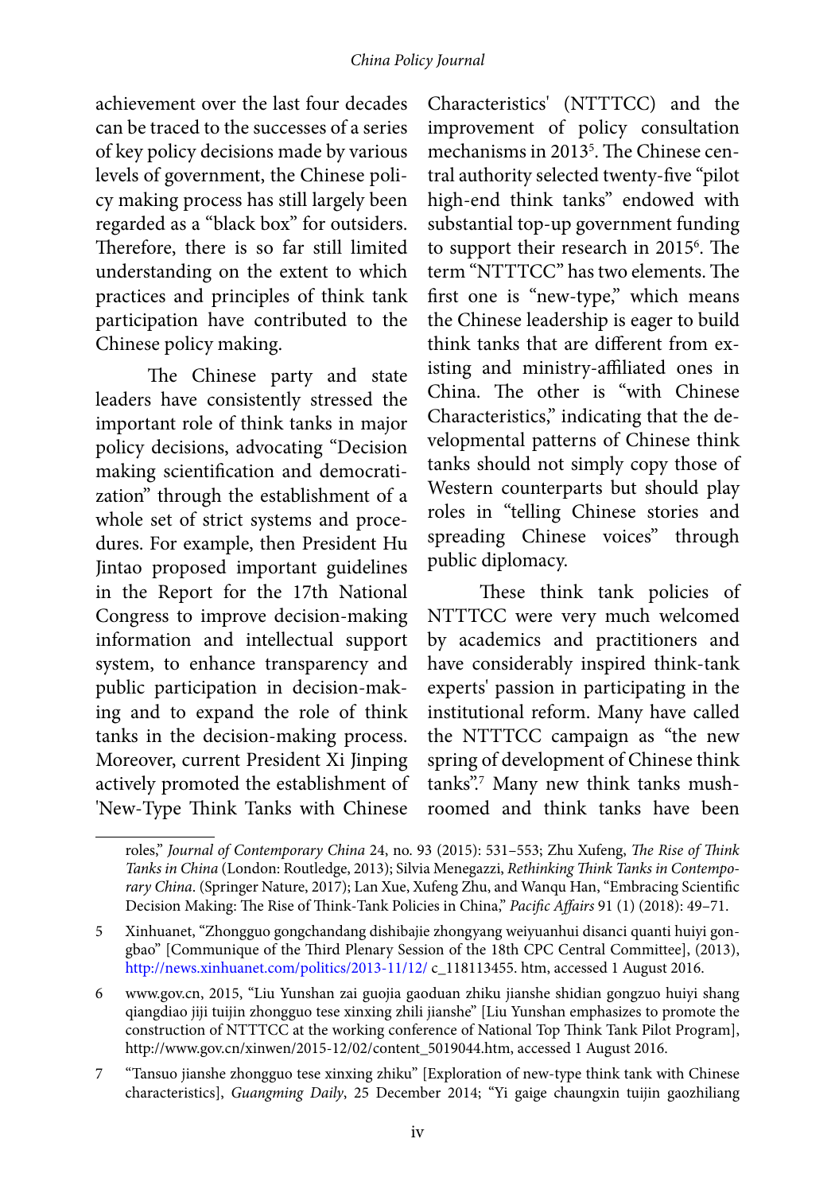achievement over the last four decades can be traced to the successes of a series of key policy decisions made by various levels of government, the Chinese policy making process has still largely been regarded as a "black box" for outsiders. Therefore, there is so far still limited understanding on the extent to which practices and principles of think tank participation have contributed to the Chinese policy making.

The Chinese party and state leaders have consistently stressed the important role of think tanks in major policy decisions, advocating "Decision making scientification and democratization" through the establishment of a whole set of strict systems and procedures. For example, then President Hu Jintao proposed important guidelines in the Report for the 17th National Congress to improve decision-making information and intellectual support system, to enhance transparency and public participation in decision-making and to expand the role of think tanks in the decision-making process. Moreover, current President Xi Jinping actively promoted the establishment of 'New-Type Think Tanks with Chinese Characteristics' (NTTTCC) and the improvement of policy consultation mechanisms in 2013[5]. The Chinese central authority selected twenty-five "pilot high-end think tanks" endowed with substantial top-up government funding to support their research in 2015[6]. The term "NTTTCC" has two elements. The first one is "new-type," which means the Chinese leadership is eager to build think tanks that are different from existing and ministry-affiliated ones in China. The other is "with Chinese Characteristics," indicating that the developmental patterns of Chinese think tanks should not simply copy those of Western counterparts but should play roles in "telling Chinese stories and spreading Chinese voices" through public diplomacy.

These think tank policies of NTTTCC were very much welcomed by academics and practitioners and have considerably inspired think-tank experts' passion in participating in the institutional reform. Many have called the NTTTCC campaign as "the new spring of development of Chinese think tanks".[7] Many new think tanks mushroomed and think tanks have been

---

roles," *Journal of Contemporary China* 24, no. 93 (2015): 531–553; Zhu Xufeng, *The Rise of Think Tanks in China* (London: Routledge, 2013); Silvia Menegazzi, *Rethinking Think Tanks in Contemporary China*. (Springer Nature, 2017); Lan Xue, Xufeng Zhu, and Wanqu Han, "Embracing Scientific Decision Making: The Rise of Think-Tank Policies in China," *Pacific Affairs* 91 (1) (2018): 49–71.

5 Xinhuanet, "Zhongguo gongchandang dishibajie zhongyang weiyuanhui disanci quanti huiyi gongbao" [Communique of the Third Plenary Session of the 18th CPC Central Committee], (2013), http://news.xinhuanet.com/politics/2013-11/12/ c_118113455. htm, accessed 1 August 2016.

6 www.gov.cn, 2015, "Liu Yunshan zai guojia gaoduan zhiku jianshe shidian gongzuo huiyi shang qiangdiao jiji tuijin zhongguo tese xinxing zhili jianshe" [Liu Yunshan emphasizes to promote the construction of NTTTCC at the working conference of National Top Think Tank Pilot Program], http://www.gov.cn/xinwen/2015-12/02/content_5019044.htm, accessed 1 August 2016.

7 "Tansuo jianshe zhongguo tese xinxing zhiku" [Exploration of new-type think tank with Chinese characteristics], *Guangming Daily*, 25 December 2014; "Yi gaige chaungxin tuijin gaozhiliang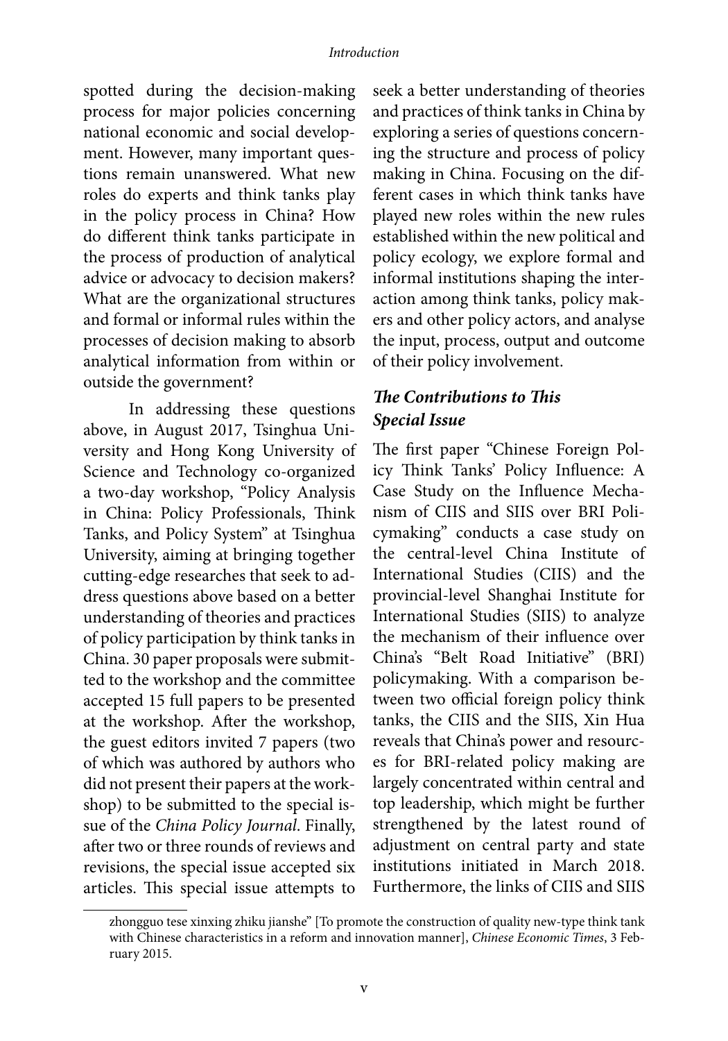spotted during the decision-making process for major policies concerning national economic and social development. However, many important questions remain unanswered. What new roles do experts and think tanks play in the policy process in China? How do different think tanks participate in the process of production of analytical advice or advocacy to decision makers? What are the organizational structures and formal or informal rules within the processes of decision making to absorb analytical information from within or outside the government?

In addressing these questions above, in August 2017, Tsinghua University and Hong Kong University of Science and Technology co-organized a two-day workshop, "Policy Analysis in China: Policy Professionals, Think Tanks, and Policy System" at Tsinghua University, aiming at bringing together cutting-edge researches that seek to address questions above based on a better understanding of theories and practices of policy participation by think tanks in China. 30 paper proposals were submitted to the workshop and the committee accepted 15 full papers to be presented at the workshop. After the workshop, the guest editors invited 7 papers (two of which was authored by authors who did not present their papers at the workshop) to be submitted to the special issue of the *China Policy Journal*. Finally, after two or three rounds of reviews and revisions, the special issue accepted six articles. This special issue attempts to seek a better understanding of theories and practices of think tanks in China by exploring a series of questions concerning the structure and process of policy making in China. Focusing on the different cases in which think tanks have played new roles within the new rules established within the new political and policy ecology, we explore formal and informal institutions shaping the interaction among think tanks, policy makers and other policy actors, and analyse the input, process, output and outcome of their policy involvement.

### *The Contributions to This Special Issue*

The first paper "Chinese Foreign Policy Think Tanks' Policy Influence: A Case Study on the Influence Mechanism of CIIS and SIIS over BRI Policymaking" conducts a case study on the central-level China Institute of International Studies (CIIS) and the provincial-level Shanghai Institute for International Studies (SIIS) to analyze the mechanism of their influence over China's "Belt Road Initiative" (BRI) policymaking. With a comparison between two official foreign policy think tanks, the CIIS and the SIIS, Xin Hua reveals that China's power and resources for BRI-related policy making are largely concentrated within central and top leadership, which might be further strengthened by the latest round of adjustment on central party and state institutions initiated in March 2018. Furthermore, the links of CIIS and SIIS

zhongguo tese xinxing zhiku jianshe" [To promote the construction of quality new-type think tank with Chinese characteristics in a reform and innovation manner], *Chinese Economic Times*, 3 February 2015.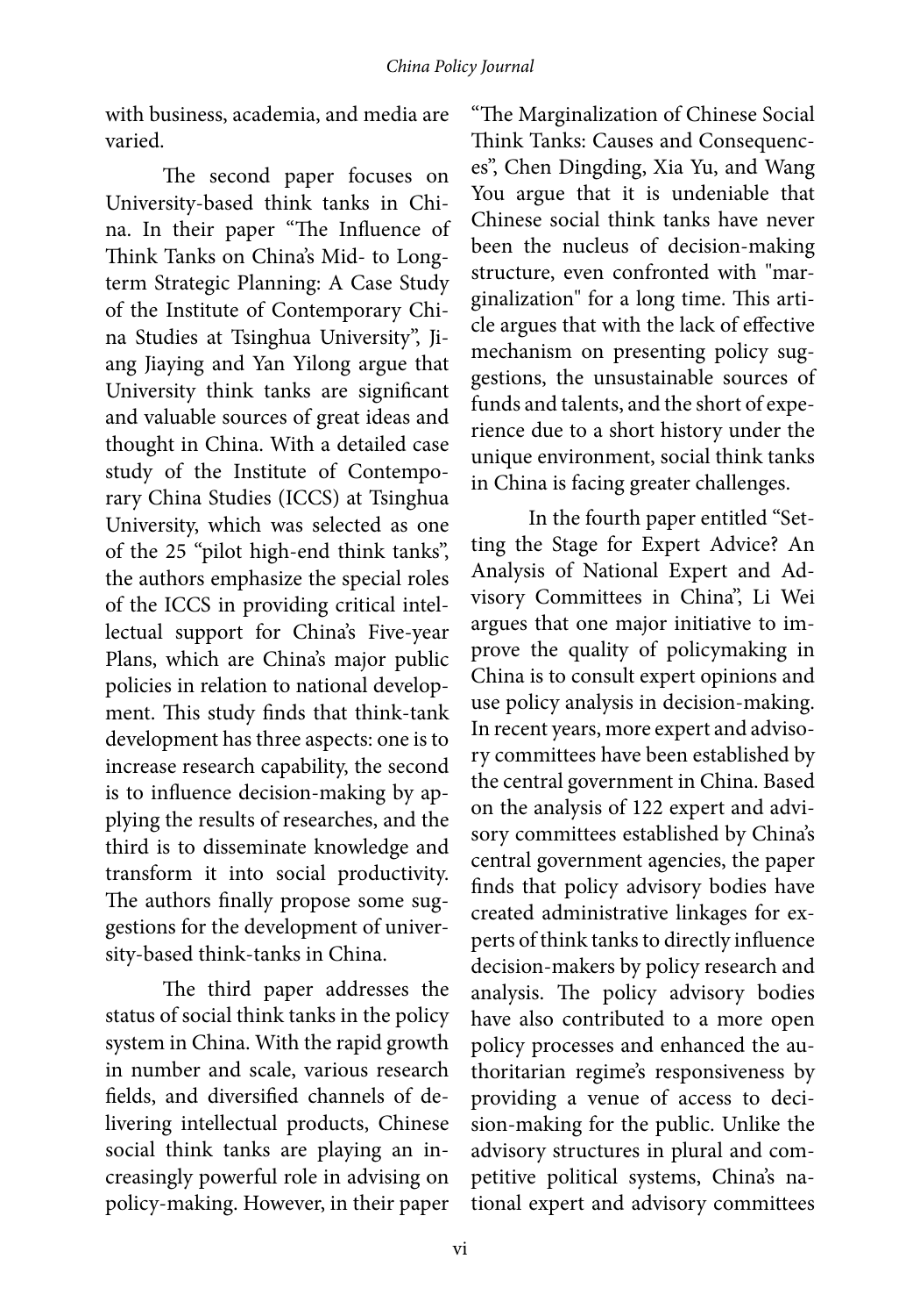with business, academia, and media are varied.

The second paper focuses on University-based think tanks in China. In their paper "The Influence of Think Tanks on China's Mid- to Long-term Strategic Planning: A Case Study of the Institute of Contemporary China Studies at Tsinghua University", Jiang Jiaying and Yan Yilong argue that University think tanks are significant and valuable sources of great ideas and thought in China. With a detailed case study of the Institute of Contemporary China Studies (ICCS) at Tsinghua University, which was selected as one of the 25 "pilot high-end think tanks", the authors emphasize the special roles of the ICCS in providing critical intellectual support for China's Five-year Plans, which are China's major public policies in relation to national development. This study finds that think-tank development has three aspects: one is to increase research capability, the second is to influence decision-making by applying the results of researches, and the third is to disseminate knowledge and transform it into social productivity. The authors finally propose some suggestions for the development of university-based think-tanks in China.

The third paper addresses the status of social think tanks in the policy system in China. With the rapid growth in number and scale, various research fields, and diversified channels of delivering intellectual products, Chinese social think tanks are playing an increasingly powerful role in advising on policy-making. However, in their paper "The Marginalization of Chinese Social Think Tanks: Causes and Consequences", Chen Dingding, Xia Yu, and Wang You argue that it is undeniable that Chinese social think tanks have never been the nucleus of decision-making structure, even confronted with "marginalization" for a long time. This article argues that with the lack of effective mechanism on presenting policy suggestions, the unsustainable sources of funds and talents, and the short of experience due to a short history under the unique environment, social think tanks in China is facing greater challenges.

In the fourth paper entitled "Setting the Stage for Expert Advice? An Analysis of National Expert and Advisory Committees in China", Li Wei argues that one major initiative to improve the quality of policymaking in China is to consult expert opinions and use policy analysis in decision-making. In recent years, more expert and advisory committees have been established by the central government in China. Based on the analysis of 122 expert and advisory committees established by China's central government agencies, the paper finds that policy advisory bodies have created administrative linkages for experts of think tanks to directly influence decision-makers by policy research and analysis. The policy advisory bodies have also contributed to a more open policy processes and enhanced the authoritarian regime's responsiveness by providing a venue of access to decision-making for the public. Unlike the advisory structures in plural and competitive political systems, China's national expert and advisory committees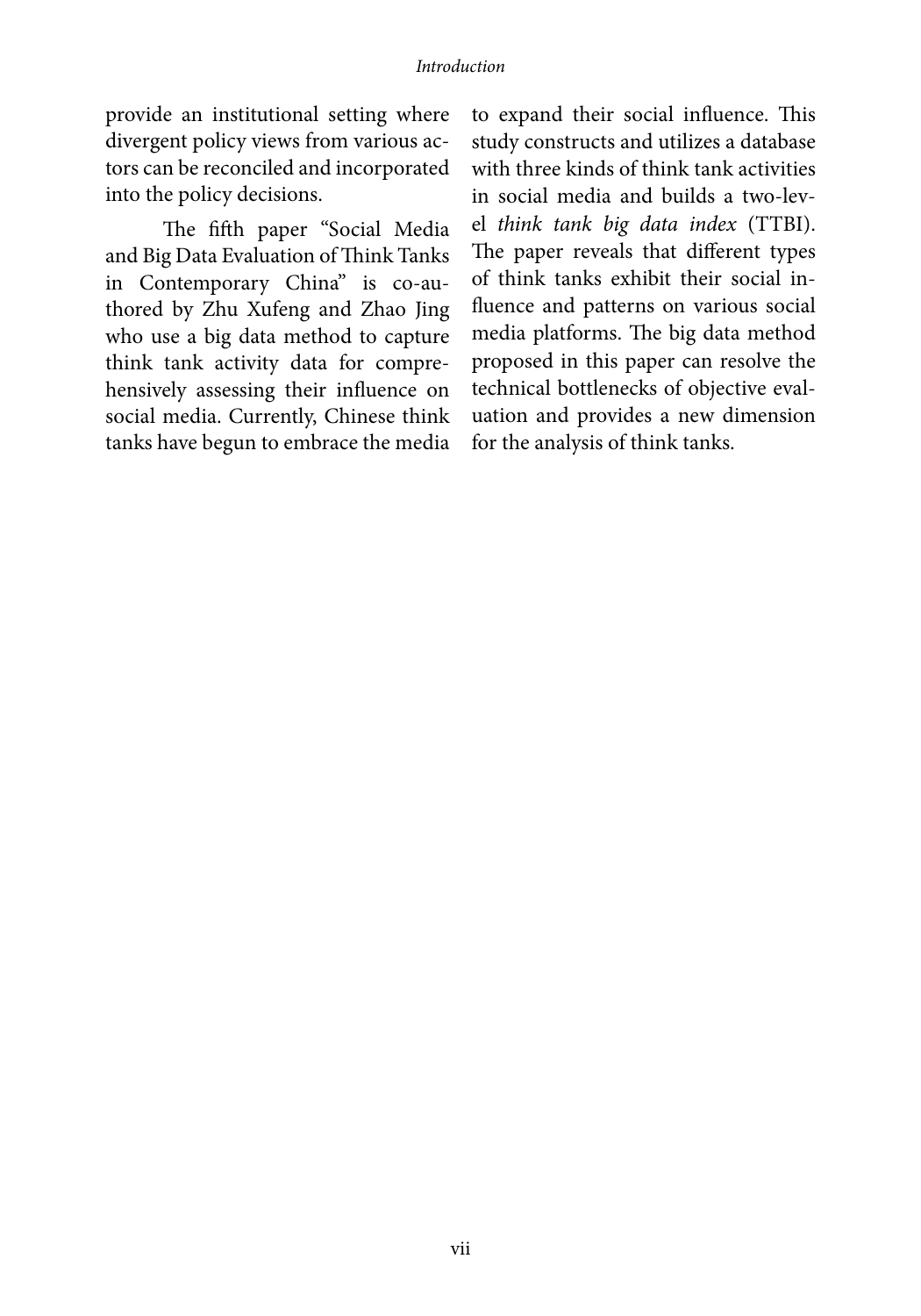provide an institutional setting where divergent policy views from various actors can be reconciled and incorporated into the policy decisions.

The fifth paper "Social Media and Big Data Evaluation of Think Tanks in Contemporary China" is co-authored by Zhu Xufeng and Zhao Jing who use a big data method to capture think tank activity data for comprehensively assessing their influence on social media. Currently, Chinese think tanks have begun to embrace the media to expand their social influence. This study constructs and utilizes a database with three kinds of think tank activities in social media and builds a two-level *think tank big data index* (TTBI). The paper reveals that different types of think tanks exhibit their social influence and patterns on various social media platforms. The big data method proposed in this paper can resolve the technical bottlenecks of objective evaluation and provides a new dimension for the analysis of think tanks.